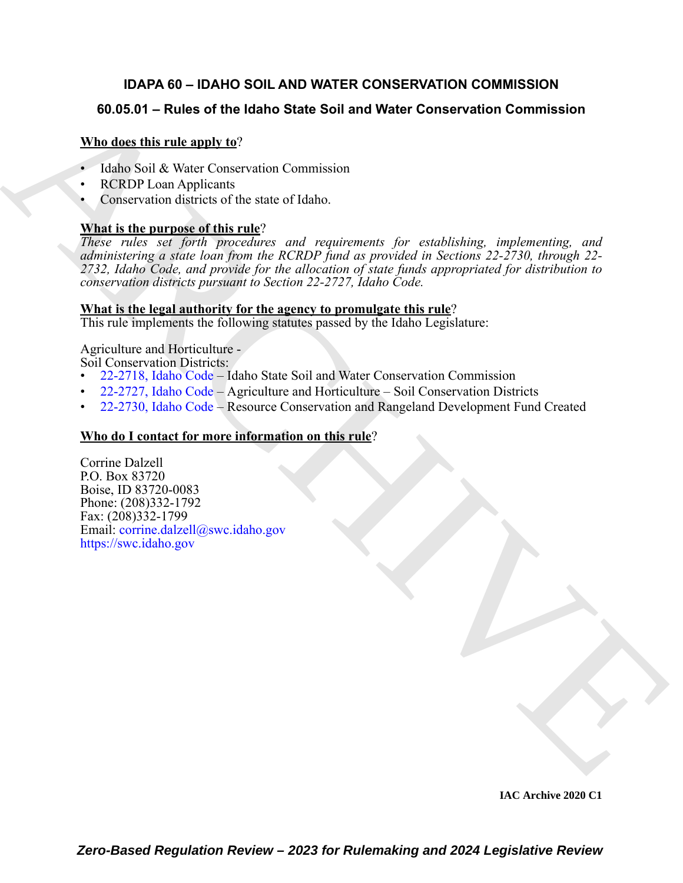# IDAPA 60 – IDAHO SOIL AND WATER CONSERVATION COMMISSION

## 60.05.01 – Rules of the Idaho State Soil and Water Conservation Commission

**Who does this rule apply to?**

- Idaho Soil & Water Conservation Commission
- RCRDP Loan Applicants
- Conservation districts of the state of Idaho.

**What is the purpose of this rule?**

*These rules set forth procedures and requirements for establishing, implementing, and administering a state loan from the RCRDP fund as provided in Sections 22-2730, through 22-2732, Idaho Code, and provide for the allocation of state funds appropriated for distribution to conservation districts pursuant to Section 22-2727, Idaho Code.*

**What is the legal authority for the agency to promulgate this rule?**

This rule implements the following statutes passed by the Idaho Legislature:

Agriculture and Horticulture -
Soil Conservation Districts:

- 22-2718, Idaho Code – Idaho State Soil and Water Conservation Commission
- 22-2727, Idaho Code – Agriculture and Horticulture – Soil Conservation Districts
- 22-2730, Idaho Code – Resource Conservation and Rangeland Development Fund Created

**Who do I contact for more information on this rule?**

Corrine Dalzell
P.O. Box 83720
Boise, ID 83720-0083
Phone: (208)332-1792
Fax: (208)332-1799
Email: corrine.dalzell@swc.idaho.gov
https://swc.idaho.gov

IAC Archive 2020 C1

*Zero-Based Regulation Review – 2023 for Rulemaking and 2024 Legislative Review*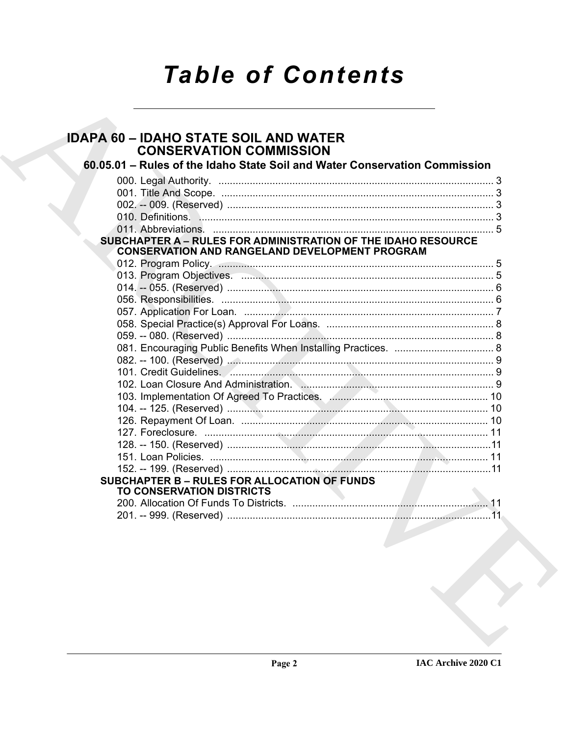# Table of Contents

## IDAPA 60 – IDAHO STATE SOIL AND WATER CONSERVATION COMMISSION

### 60.05.01 – Rules of the Idaho State Soil and Water Conservation Commission

000. Legal Authority. ... 3
001. Title And Scope. ... 3
002. -- 009. (Reserved) ... 3
010. Definitions. ... 3
011. Abbreviations. ... 5

**SUBCHAPTER A – RULES FOR ADMINISTRATION OF THE IDAHO RESOURCE CONSERVATION AND RANGELAND DEVELOPMENT PROGRAM**

012. Program Policy. ... 5
013. Program Objectives. ... 5
014. -- 055. (Reserved) ... 6
056. Responsibilities. ... 6
057. Application For Loan. ... 7
058. Special Practice(s) Approval For Loans. ... 8
059. -- 080. (Reserved) ... 8
081. Encouraging Public Benefits When Installing Practices. ... 8
082. -- 100. (Reserved) ... 9
101. Credit Guidelines. ... 9
102. Loan Closure And Administration. ... 9
103. Implementation Of Agreed To Practices. ... 10
104. -- 125. (Reserved) ... 10
126. Repayment Of Loan. ... 10
127. Foreclosure. ... 11
128. -- 150. (Reserved) ... 11
151. Loan Policies. ... 11
152. -- 199. (Reserved) ... 11

**SUBCHAPTER B – RULES FOR ALLOCATION OF FUNDS TO CONSERVATION DISTRICTS**

200. Allocation Of Funds To Districts. ... 11
201. -- 999. (Reserved) ... 11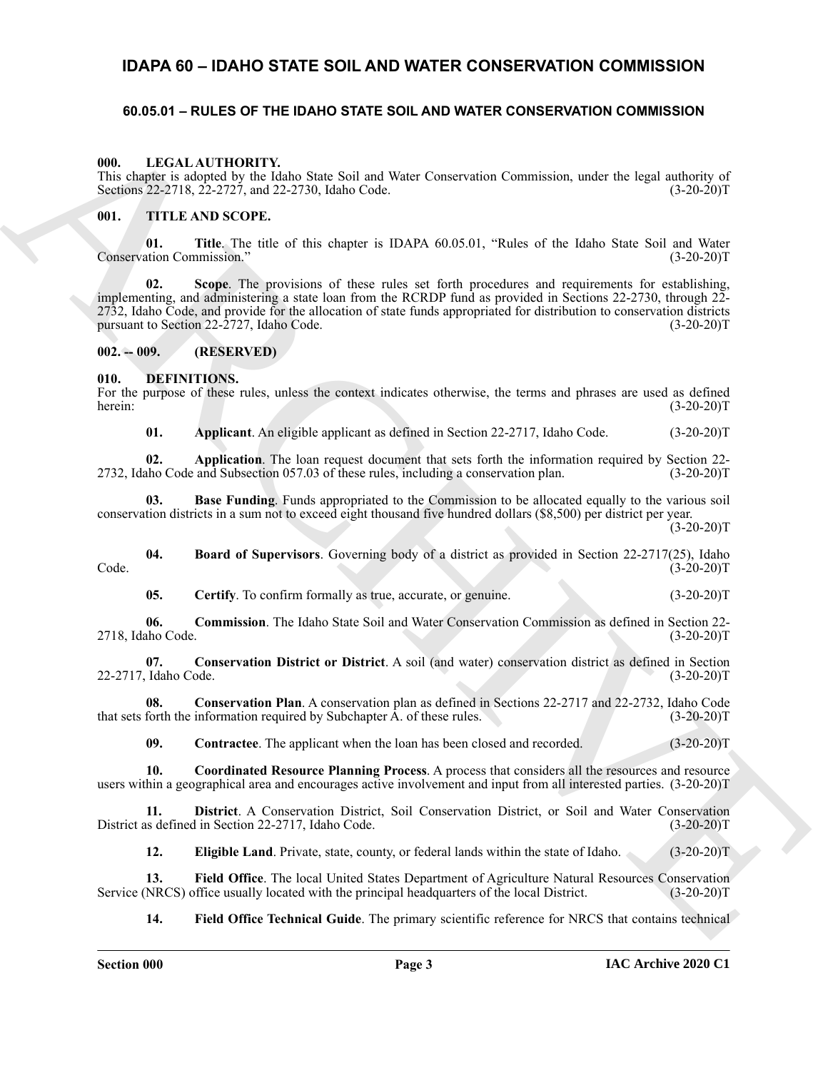# IDAPA 60 – IDAHO STATE SOIL AND WATER CONSERVATION COMMISSION

## 60.05.01 – RULES OF THE IDAHO STATE SOIL AND WATER CONSERVATION COMMISSION

**000. LEGAL AUTHORITY.**

This chapter is adopted by the Idaho State Soil and Water Conservation Commission, under the legal authority of Sections 22-2718, 22-2727, and 22-2730, Idaho Code. (3-20-20)T

**001. TITLE AND SCOPE.**

**01. Title**. The title of this chapter is IDAPA 60.05.01, "Rules of the Idaho State Soil and Water Conservation Commission." (3-20-20)T

**02. Scope**. The provisions of these rules set forth procedures and requirements for establishing, implementing, and administering a state loan from the RCRDP fund as provided in Sections 22-2730, through 22-2732, Idaho Code, and provide for the allocation of state funds appropriated for distribution to conservation districts pursuant to Section 22-2727, Idaho Code. (3-20-20)T

**002. -- 009. (RESERVED)**

**010. DEFINITIONS.**

For the purpose of these rules, unless the context indicates otherwise, the terms and phrases are used as defined herein: (3-20-20)T

**01. Applicant**. An eligible applicant as defined in Section 22-2717, Idaho Code. (3-20-20)T

**02. Application**. The loan request document that sets forth the information required by Section 22-2732, Idaho Code and Subsection 057.03 of these rules, including a conservation plan. (3-20-20)T

**03. Base Funding**. Funds appropriated to the Commission to be allocated equally to the various soil conservation districts in a sum not to exceed eight thousand five hundred dollars ($8,500) per district per year. (3-20-20)T

**04. Board of Supervisors**. Governing body of a district as provided in Section 22-2717(25), Idaho Code. (3-20-20)T

**05. Certify**. To confirm formally as true, accurate, or genuine. (3-20-20)T

**06. Commission**. The Idaho State Soil and Water Conservation Commission as defined in Section 22-2718, Idaho Code. (3-20-20)T

**07. Conservation District or District**. A soil (and water) conservation district as defined in Section 22-2717, Idaho Code. (3-20-20)T

**08. Conservation Plan**. A conservation plan as defined in Sections 22-2717 and 22-2732, Idaho Code that sets forth the information required by Subchapter A. of these rules. (3-20-20)T

**09. Contractee**. The applicant when the loan has been closed and recorded. (3-20-20)T

**10. Coordinated Resource Planning Process**. A process that considers all the resources and resource users within a geographical area and encourages active involvement and input from all interested parties. (3-20-20)T

**11. District**. A Conservation District, Soil Conservation District, or Soil and Water Conservation District as defined in Section 22-2717, Idaho Code. (3-20-20)T

**12. Eligible Land**. Private, state, county, or federal lands within the state of Idaho. (3-20-20)T

**13. Field Office**. The local United States Department of Agriculture Natural Resources Conservation Service (NRCS) office usually located with the principal headquarters of the local District. (3-20-20)T

**14. Field Office Technical Guide**. The primary scientific reference for NRCS that contains technical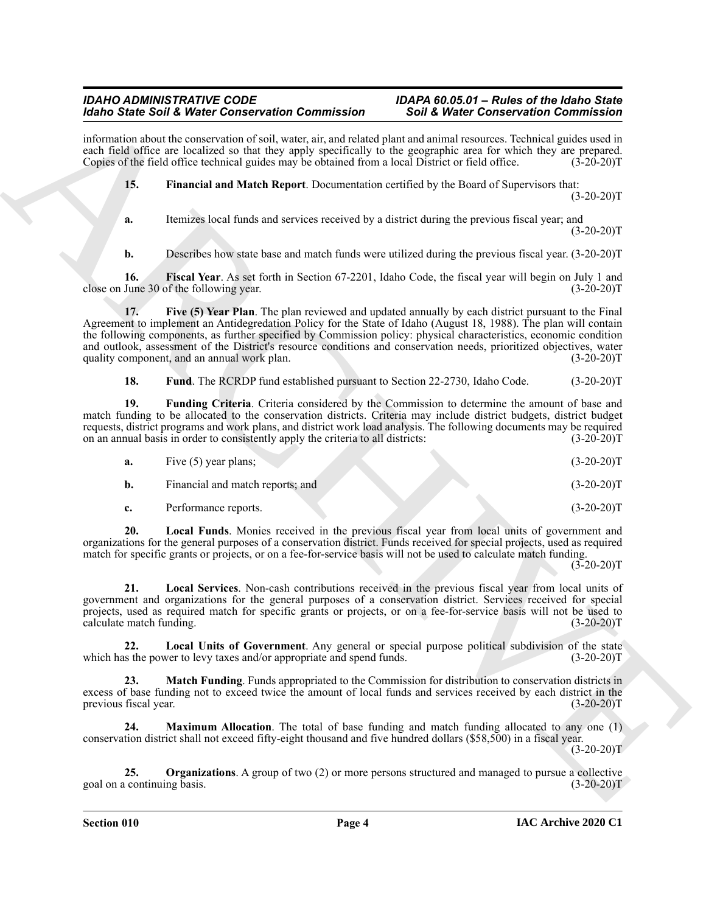information about the conservation of soil, water, air, and related plant and animal resources. Technical guides used in each field office are localized so that they apply specifically to the geographic area for which they are prepared. Copies of the field office technical guides may be obtained from a local District or field office. (3-20-20)T

**15. Financial and Match Report**. Documentation certified by the Board of Supervisors that: (3-20-20)T

**a.** Itemizes local funds and services received by a district during the previous fiscal year; and (3-20-20)T

**b.** Describes how state base and match funds were utilized during the previous fiscal year. (3-20-20)T

**16. Fiscal Year**. As set forth in Section 67-2201, Idaho Code, the fiscal year will begin on July 1 and close on June 30 of the following year. (3-20-20)T

**17. Five (5) Year Plan**. The plan reviewed and updated annually by each district pursuant to the Final Agreement to implement an Antidegredation Policy for the State of Idaho (August 18, 1988). The plan will contain the following components, as further specified by Commission policy: physical characteristics, economic condition and outlook, assessment of the District's resource conditions and conservation needs, prioritized objectives, water quality component, and an annual work plan. (3-20-20)T

**18. Fund**. The RCRDP fund established pursuant to Section 22-2730, Idaho Code. (3-20-20)T

**19. Funding Criteria**. Criteria considered by the Commission to determine the amount of base and match funding to be allocated to the conservation districts. Criteria may include district budgets, district budget requests, district programs and work plans, and district work load analysis. The following documents may be required on an annual basis in order to consistently apply the criteria to all districts: (3-20-20)T

**a.** Five (5) year plans; (3-20-20)T

**b.** Financial and match reports; and (3-20-20)T

**c.** Performance reports. (3-20-20)T

**20. Local Funds**. Monies received in the previous fiscal year from local units of government and organizations for the general purposes of a conservation district. Funds received for special projects, used as required match for specific grants or projects, or on a fee-for-service basis will not be used to calculate match funding. (3-20-20)T

**21. Local Services**. Non-cash contributions received in the previous fiscal year from local units of government and organizations for the general purposes of a conservation district. Services received for special projects, used as required match for specific grants or projects, or on a fee-for-service basis will not be used to calculate match funding. (3-20-20)T

**22. Local Units of Government**. Any general or special purpose political subdivision of the state which has the power to levy taxes and/or appropriate and spend funds. (3-20-20)T

**23. Match Funding**. Funds appropriated to the Commission for distribution to conservation districts in excess of base funding not to exceed twice the amount of local funds and services received by each district in the previous fiscal year. (3-20-20)T

**24. Maximum Allocation**. The total of base funding and match funding allocated to any one (1) conservation district shall not exceed fifty-eight thousand and five hundred dollars ($58,500) in a fiscal year. (3-20-20)T

**25. Organizations**. A group of two (2) or more persons structured and managed to pursue a collective goal on a continuing basis. (3-20-20)T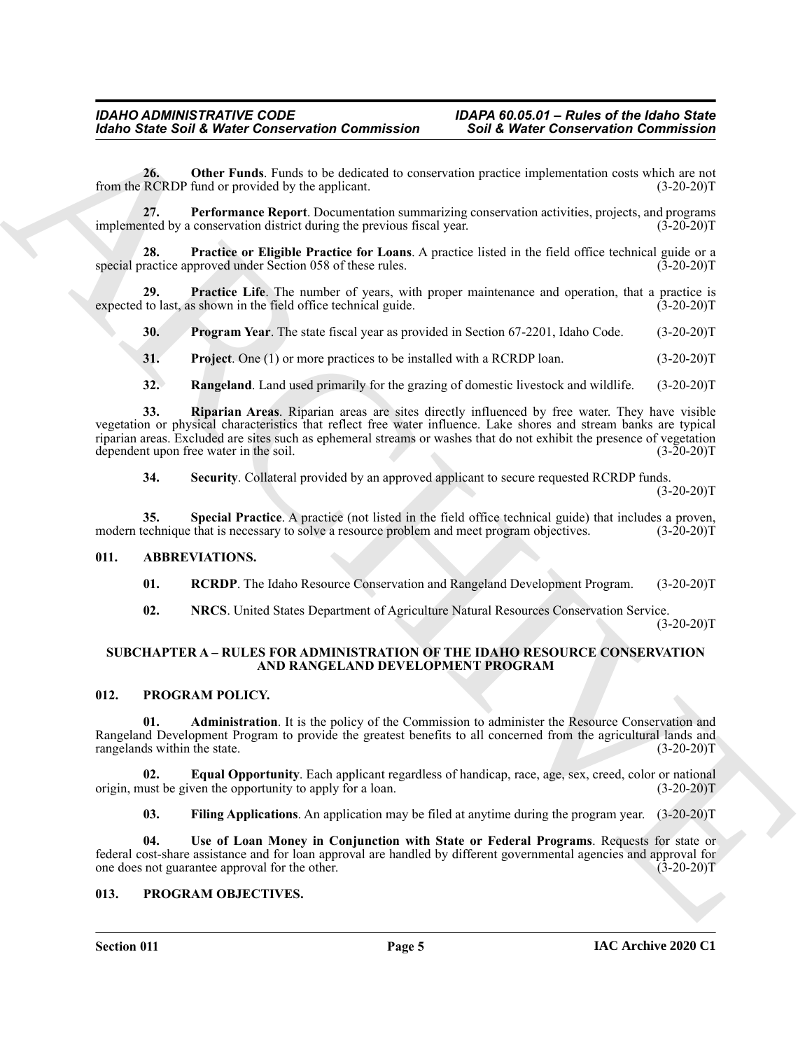**26. Other Funds**. Funds to be dedicated to conservation practice implementation costs which are not from the RCRDP fund or provided by the applicant. (3-20-20)T

**27. Performance Report**. Documentation summarizing conservation activities, projects, and programs implemented by a conservation district during the previous fiscal year. (3-20-20)T

**28. Practice or Eligible Practice for Loans**. A practice listed in the field office technical guide or a special practice approved under Section 058 of these rules. (3-20-20)T

**29. Practice Life**. The number of years, with proper maintenance and operation, that a practice is expected to last, as shown in the field office technical guide. (3-20-20)T

**30. Program Year**. The state fiscal year as provided in Section 67-2201, Idaho Code. (3-20-20)T

**31. Project**. One (1) or more practices to be installed with a RCRDP loan. (3-20-20)T

**32. Rangeland**. Land used primarily for the grazing of domestic livestock and wildlife. (3-20-20)T

**33. Riparian Areas**. Riparian areas are sites directly influenced by free water. They have visible vegetation or physical characteristics that reflect free water influence. Lake shores and stream banks are typical riparian areas. Excluded are sites such as ephemeral streams or washes that do not exhibit the presence of vegetation dependent upon free water in the soil. (3-20-20)T

**34. Security**. Collateral provided by an approved applicant to secure requested RCRDP funds. (3-20-20)T

**35. Special Practice**. A practice (not listed in the field office technical guide) that includes a proven, modern technique that is necessary to solve a resource problem and meet program objectives. (3-20-20)T

## 011. ABBREVIATIONS.

**01. RCRDP**. The Idaho Resource Conservation and Rangeland Development Program. (3-20-20)T

**02. NRCS**. United States Department of Agriculture Natural Resources Conservation Service. (3-20-20)T

## SUBCHAPTER A – RULES FOR ADMINISTRATION OF THE IDAHO RESOURCE CONSERVATION AND RANGELAND DEVELOPMENT PROGRAM

## 012. PROGRAM POLICY.

**01. Administration**. It is the policy of the Commission to administer the Resource Conservation and Rangeland Development Program to provide the greatest benefits to all concerned from the agricultural lands and rangelands within the state. (3-20-20)T

**02. Equal Opportunity**. Each applicant regardless of handicap, race, age, sex, creed, color or national origin, must be given the opportunity to apply for a loan. (3-20-20)T

**03. Filing Applications**. An application may be filed at anytime during the program year. (3-20-20)T

**04. Use of Loan Money in Conjunction with State or Federal Programs**. Requests for state or federal cost-share assistance and for loan approval are handled by different governmental agencies and approval for one does not guarantee approval for the other. (3-20-20)T

## 013. PROGRAM OBJECTIVES.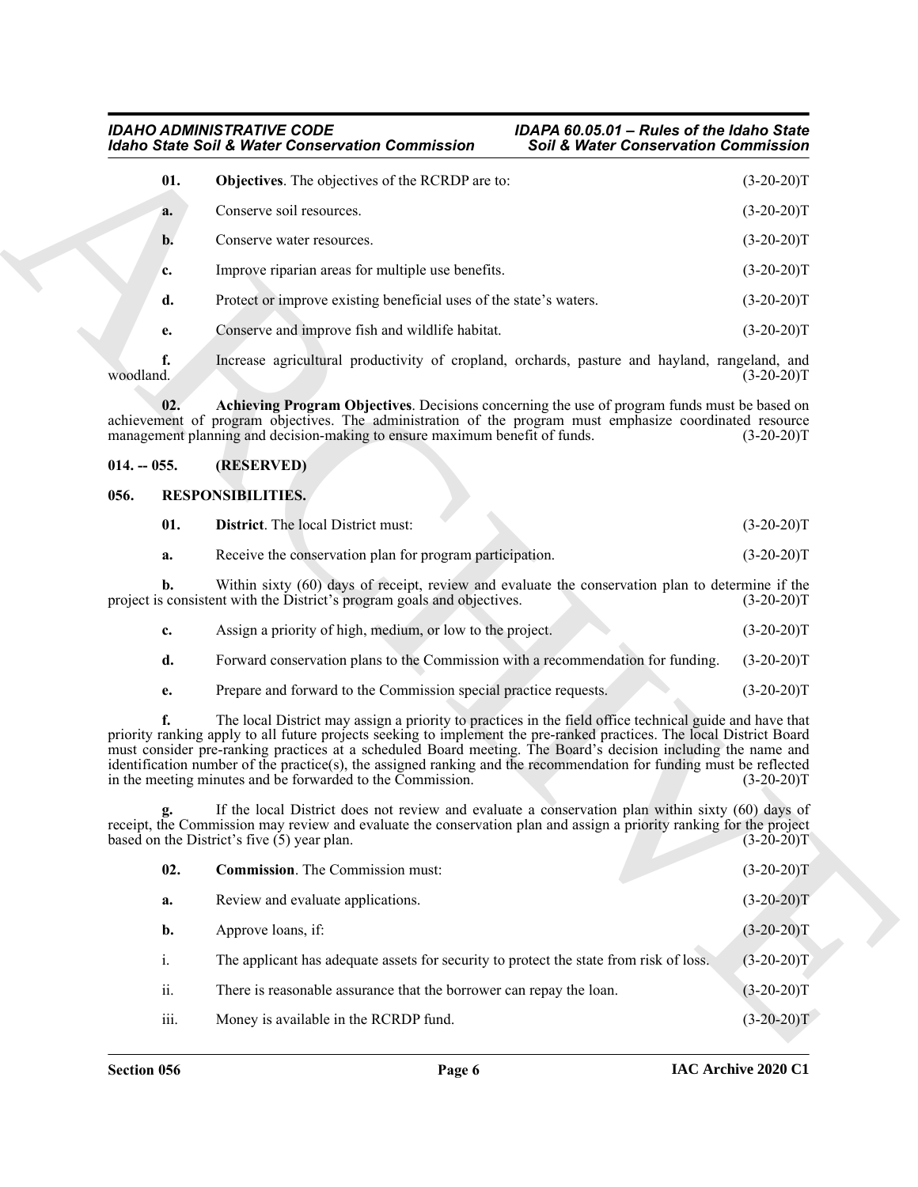**01. Objectives**. The objectives of the RCRDP are to: (3-20-20)T

**a.** Conserve soil resources. (3-20-20)T

**b.** Conserve water resources. (3-20-20)T

**c.** Improve riparian areas for multiple use benefits. (3-20-20)T

**d.** Protect or improve existing beneficial uses of the state's waters. (3-20-20)T

**e.** Conserve and improve fish and wildlife habitat. (3-20-20)T

**f.** Increase agricultural productivity of cropland, orchards, pasture and hayland, rangeland, and woodland. (3-20-20)T

**02. Achieving Program Objectives**. Decisions concerning the use of program funds must be based on achievement of program objectives. The administration of the program must emphasize coordinated resource management planning and decision-making to ensure maximum benefit of funds. (3-20-20)T

## 014. -- 055. (RESERVED)

## 056. RESPONSIBILITIES.

**01. District**. The local District must: (3-20-20)T

**a.** Receive the conservation plan for program participation. (3-20-20)T

**b.** Within sixty (60) days of receipt, review and evaluate the conservation plan to determine if the project is consistent with the District's program goals and objectives. (3-20-20)T

**c.** Assign a priority of high, medium, or low to the project. (3-20-20)T

**d.** Forward conservation plans to the Commission with a recommendation for funding. (3-20-20)T

**e.** Prepare and forward to the Commission special practice requests. (3-20-20)T

**f.** The local District may assign a priority to practices in the field office technical guide and have that priority ranking apply to all future projects seeking to implement the pre-ranked practices. The local District Board must consider pre-ranking practices at a scheduled Board meeting. The Board's decision including the name and identification number of the practice(s), the assigned ranking and the recommendation for funding must be reflected in the meeting minutes and be forwarded to the Commission. (3-20-20)T

**g.** If the local District does not review and evaluate a conservation plan within sixty (60) days of receipt, the Commission may review and evaluate the conservation plan and assign a priority ranking for the project based on the District's five (5) year plan. (3-20-20)T

**02. Commission**. The Commission must: (3-20-20)T

**a.** Review and evaluate applications. (3-20-20)T

**b.** Approve loans, if: (3-20-20)T

i. The applicant has adequate assets for security to protect the state from risk of loss. (3-20-20)T

ii. There is reasonable assurance that the borrower can repay the loan. (3-20-20)T

iii. Money is available in the RCRDP fund. (3-20-20)T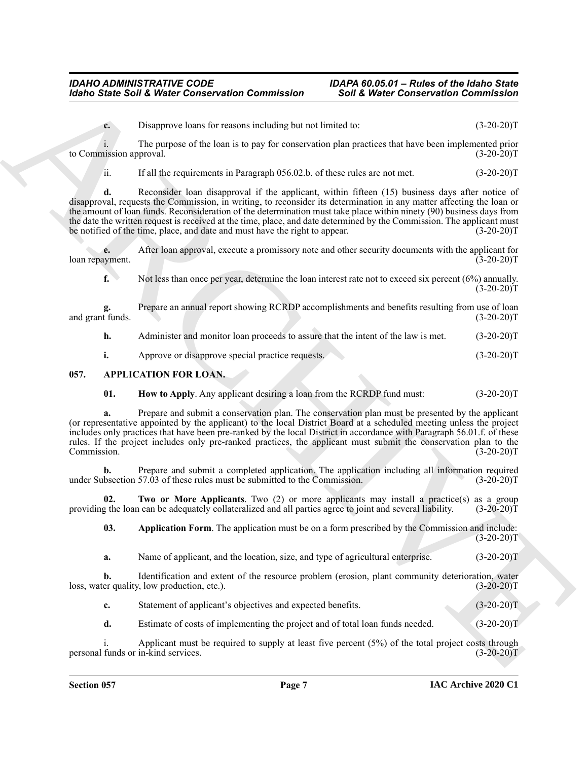**c.** Disapprove loans for reasons including but not limited to: (3-20-20)T

i. The purpose of the loan is to pay for conservation plan practices that have been implemented prior to Commission approval. (3-20-20)T

ii. If all the requirements in Paragraph 056.02.b. of these rules are not met. (3-20-20)T

**d.** Reconsider loan disapproval if the applicant, within fifteen (15) business days after notice of disapproval, requests the Commission, in writing, to reconsider its determination in any matter affecting the loan or the amount of loan funds. Reconsideration of the determination must take place within ninety (90) business days from the date the written request is received at the time, place, and date determined by the Commission. The applicant must be notified of the time, place, and date and must have the right to appear. (3-20-20)T

**e.** After loan approval, execute a promissory note and other security documents with the applicant for loan repayment. (3-20-20)T

**f.** Not less than once per year, determine the loan interest rate not to exceed six percent (6%) annually. (3-20-20)T

**g.** Prepare an annual report showing RCRDP accomplishments and benefits resulting from use of loan and grant funds. (3-20-20)T

**h.** Administer and monitor loan proceeds to assure that the intent of the law is met. (3-20-20)T

**i.** Approve or disapprove special practice requests. (3-20-20)T

## 057. APPLICATION FOR LOAN.

**01. How to Apply**. Any applicant desiring a loan from the RCRDP fund must: (3-20-20)T

**a.** Prepare and submit a conservation plan. The conservation plan must be presented by the applicant (or representative appointed by the applicant) to the local District Board at a scheduled meeting unless the project includes only practices that have been pre-ranked by the local District in accordance with Paragraph 56.01.f. of these rules. If the project includes only pre-ranked practices, the applicant must submit the conservation plan to the Commission. (3-20-20)T

**b.** Prepare and submit a completed application. The application including all information required under Subsection 57.03 of these rules must be submitted to the Commission. (3-20-20)T

**02. Two or More Applicants**. Two (2) or more applicants may install a practice(s) as a group providing the loan can be adequately collateralized and all parties agree to joint and several liability. (3-20-20)T

**03. Application Form**. The application must be on a form prescribed by the Commission and include: (3-20-20)T

**a.** Name of applicant, and the location, size, and type of agricultural enterprise. (3-20-20)T

**b.** Identification and extent of the resource problem (erosion, plant community deterioration, water loss, water quality, low production, etc.). (3-20-20)T

**c.** Statement of applicant's objectives and expected benefits. (3-20-20)T

**d.** Estimate of costs of implementing the project and of total loan funds needed. (3-20-20)T

i. Applicant must be required to supply at least five percent (5%) of the total project costs through personal funds or in-kind services. (3-20-20)T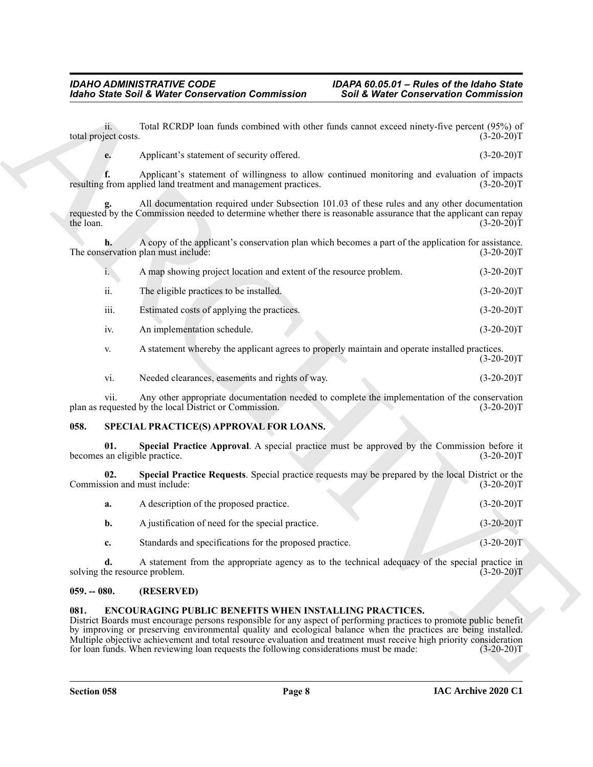ii. Total RCRDP loan funds combined with other funds cannot exceed ninety-five percent (95%) of total project costs. (3-20-20)T

**e.** Applicant's statement of security offered. (3-20-20)T

**f.** Applicant's statement of willingness to allow continued monitoring and evaluation of impacts resulting from applied land treatment and management practices. (3-20-20)T

**g.** All documentation required under Subsection 101.03 of these rules and any other documentation requested by the Commission needed to determine whether there is reasonable assurance that the applicant can repay the loan. (3-20-20)T

**h.** A copy of the applicant's conservation plan which becomes a part of the application for assistance. The conservation plan must include: (3-20-20)T

i. A map showing project location and extent of the resource problem. (3-20-20)T

ii. The eligible practices to be installed. (3-20-20)T

iii. Estimated costs of applying the practices. (3-20-20)T

iv. An implementation schedule. (3-20-20)T

v. A statement whereby the applicant agrees to properly maintain and operate installed practices. (3-20-20)T

vi. Needed clearances, easements and rights of way. (3-20-20)T

vii. Any other appropriate documentation needed to complete the implementation of the conservation plan as requested by the local District or Commission. (3-20-20)T

## 058. SPECIAL PRACTICE(S) APPROVAL FOR LOANS.

**01. Special Practice Approval**. A special practice must be approved by the Commission before it becomes an eligible practice. (3-20-20)T

**02. Special Practice Requests**. Special practice requests may be prepared by the local District or the Commission and must include: (3-20-20)T

**a.** A description of the proposed practice. (3-20-20)T

**b.** A justification of need for the special practice. (3-20-20)T

**c.** Standards and specifications for the proposed practice. (3-20-20)T

**d.** A statement from the appropriate agency as to the technical adequacy of the special practice in solving the resource problem. (3-20-20)T

## 059. -- 080. (RESERVED)

## 081. ENCOURAGING PUBLIC BENEFITS WHEN INSTALLING PRACTICES.

District Boards must encourage persons responsible for any aspect of performing practices to promote public benefit by improving or preserving environmental quality and ecological balance when the practices are being installed. Multiple objective achievement and total resource evaluation and treatment must receive high priority consideration for loan funds. When reviewing loan requests the following considerations must be made: (3-20-20)T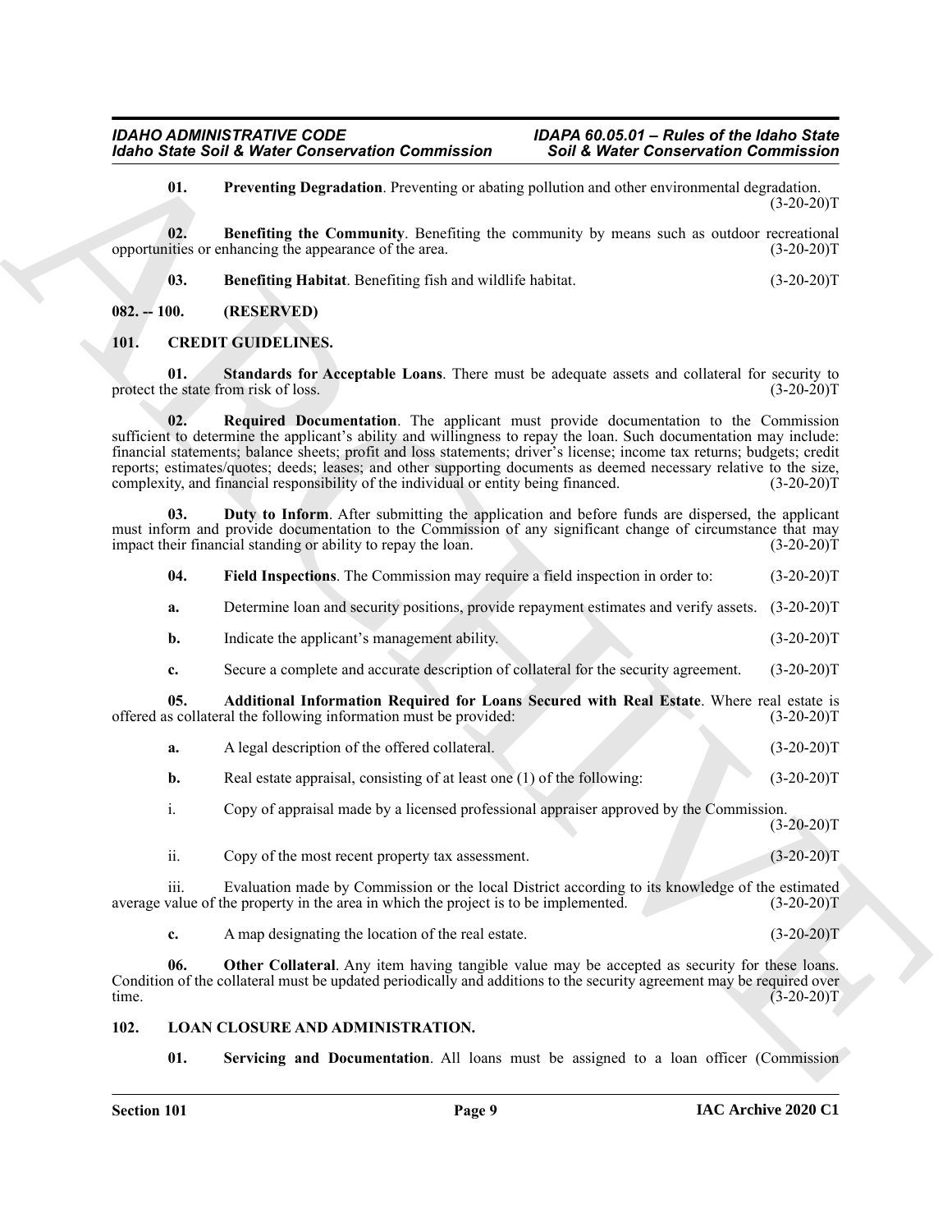**01. Preventing Degradation**. Preventing or abating pollution and other environmental degradation. (3-20-20)T

**02. Benefiting the Community**. Benefiting the community by means such as outdoor recreational opportunities or enhancing the appearance of the area. (3-20-20)T

**03. Benefiting Habitat**. Benefiting fish and wildlife habitat. (3-20-20)T

## 082. -- 100. (RESERVED)

## 101. CREDIT GUIDELINES.

**01. Standards for Acceptable Loans**. There must be adequate assets and collateral for security to protect the state from risk of loss. (3-20-20)T

**02. Required Documentation**. The applicant must provide documentation to the Commission sufficient to determine the applicant's ability and willingness to repay the loan. Such documentation may include: financial statements; balance sheets; profit and loss statements; driver's license; income tax returns; budgets; credit reports; estimates/quotes; deeds; leases; and other supporting documents as deemed necessary relative to the size, complexity, and financial responsibility of the individual or entity being financed. (3-20-20)T

**03. Duty to Inform**. After submitting the application and before funds are dispersed, the applicant must inform and provide documentation to the Commission of any significant change of circumstance that may impact their financial standing or ability to repay the loan. (3-20-20)T

**04. Field Inspections**. The Commission may require a field inspection in order to: (3-20-20)T

**a.** Determine loan and security positions, provide repayment estimates and verify assets. (3-20-20)T

**b.** Indicate the applicant's management ability. (3-20-20)T

**c.** Secure a complete and accurate description of collateral for the security agreement. (3-20-20)T

**05. Additional Information Required for Loans Secured with Real Estate**. Where real estate is offered as collateral the following information must be provided: (3-20-20)T

**a.** A legal description of the offered collateral. (3-20-20)T

**b.** Real estate appraisal, consisting of at least one (1) of the following: (3-20-20)T

i. Copy of appraisal made by a licensed professional appraiser approved by the Commission. (3-20-20)T

ii. Copy of the most recent property tax assessment. (3-20-20)T

iii. Evaluation made by Commission or the local District according to its knowledge of the estimated average value of the property in the area in which the project is to be implemented. (3-20-20)T

**c.** A map designating the location of the real estate. (3-20-20)T

**06. Other Collateral**. Any item having tangible value may be accepted as security for these loans. Condition of the collateral must be updated periodically and additions to the security agreement may be required over time. (3-20-20)T

## 102. LOAN CLOSURE AND ADMINISTRATION.

**01. Servicing and Documentation**. All loans must be assigned to a loan officer (Commission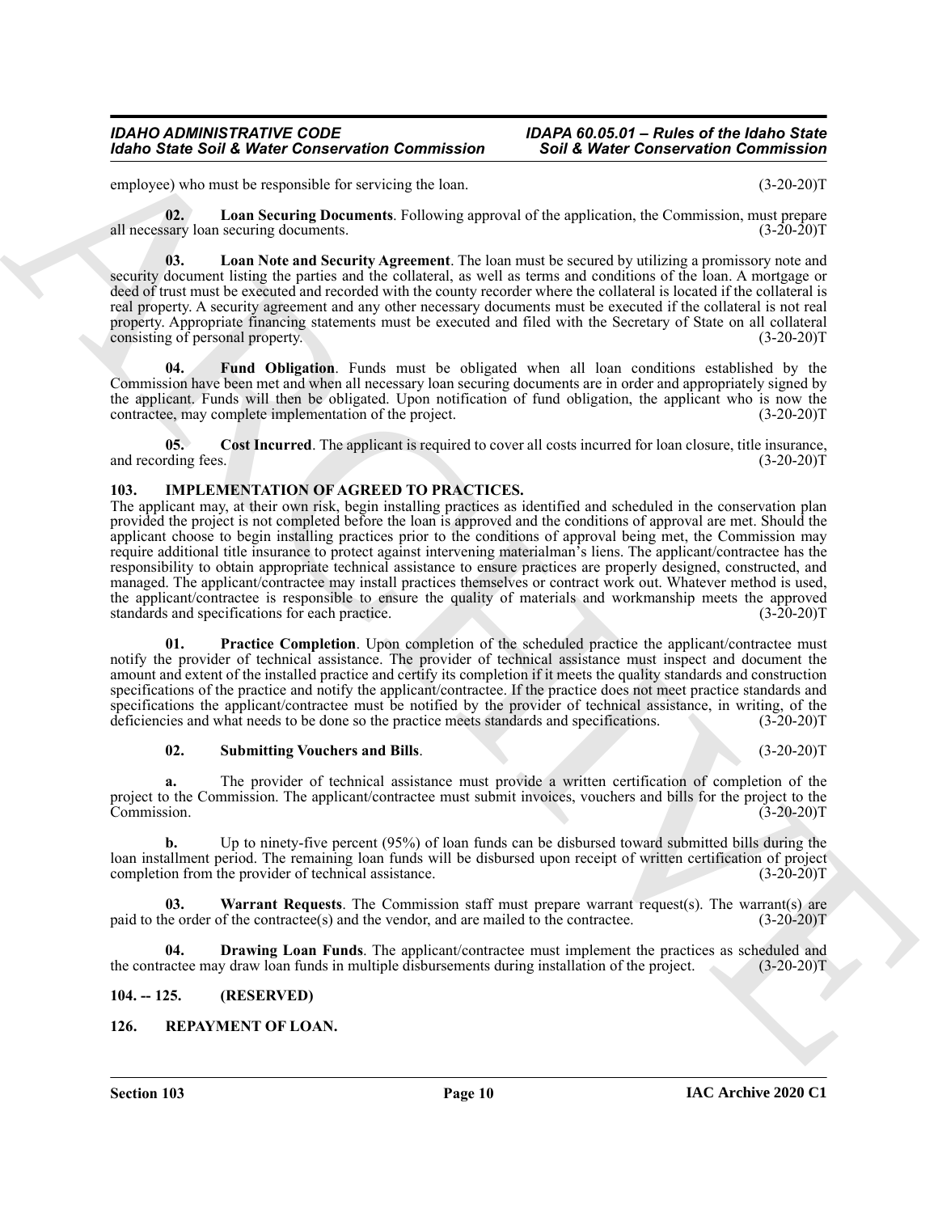employee) who must be responsible for servicing the loan. (3-20-20)T

**02. Loan Securing Documents**. Following approval of the application, the Commission, must prepare all necessary loan securing documents. (3-20-20)T

**03. Loan Note and Security Agreement**. The loan must be secured by utilizing a promissory note and security document listing the parties and the collateral, as well as terms and conditions of the loan. A mortgage or deed of trust must be executed and recorded with the county recorder where the collateral is located if the collateral is real property. A security agreement and any other necessary documents must be executed if the collateral is not real property. Appropriate financing statements must be executed and filed with the Secretary of State on all collateral consisting of personal property. (3-20-20)T

**04. Fund Obligation**. Funds must be obligated when all loan conditions established by the Commission have been met and when all necessary loan securing documents are in order and appropriately signed by the applicant. Funds will then be obligated. Upon notification of fund obligation, the applicant who is now the contractee, may complete implementation of the project. (3-20-20)T

**05. Cost Incurred**. The applicant is required to cover all costs incurred for loan closure, title insurance, and recording fees. (3-20-20)T

## 103. IMPLEMENTATION OF AGREED TO PRACTICES.

The applicant may, at their own risk, begin installing practices as identified and scheduled in the conservation plan provided the project is not completed before the loan is approved and the conditions of approval are met. Should the applicant choose to begin installing practices prior to the conditions of approval being met, the Commission may require additional title insurance to protect against intervening materialman's liens. The applicant/contractee has the responsibility to obtain appropriate technical assistance to ensure practices are properly designed, constructed, and managed. The applicant/contractee may install practices themselves or contract work out. Whatever method is used, the applicant/contractee is responsible to ensure the quality of materials and workmanship meets the approved standards and specifications for each practice. (3-20-20)T

**01. Practice Completion**. Upon completion of the scheduled practice the applicant/contractee must notify the provider of technical assistance. The provider of technical assistance must inspect and document the amount and extent of the installed practice and certify its completion if it meets the quality standards and construction specifications of the practice and notify the applicant/contractee. If the practice does not meet practice standards and specifications the applicant/contractee must be notified by the provider of technical assistance, in writing, of the deficiencies and what needs to be done so the practice meets standards and specifications. (3-20-20)T

**02. Submitting Vouchers and Bills**. (3-20-20)T

**a.** The provider of technical assistance must provide a written certification of completion of the project to the Commission. The applicant/contractee must submit invoices, vouchers and bills for the project to the Commission. (3-20-20)T

**b.** Up to ninety-five percent (95%) of loan funds can be disbursed toward submitted bills during the loan installment period. The remaining loan funds will be disbursed upon receipt of written certification of project completion from the provider of technical assistance. (3-20-20)T

**03. Warrant Requests**. The Commission staff must prepare warrant request(s). The warrant(s) are paid to the order of the contractee(s) and the vendor, and are mailed to the contractee. (3-20-20)T

**04. Drawing Loan Funds**. The applicant/contractee must implement the practices as scheduled and the contractee may draw loan funds in multiple disbursements during installation of the project. (3-20-20)T

## 104. -- 125. (RESERVED)

## 126. REPAYMENT OF LOAN.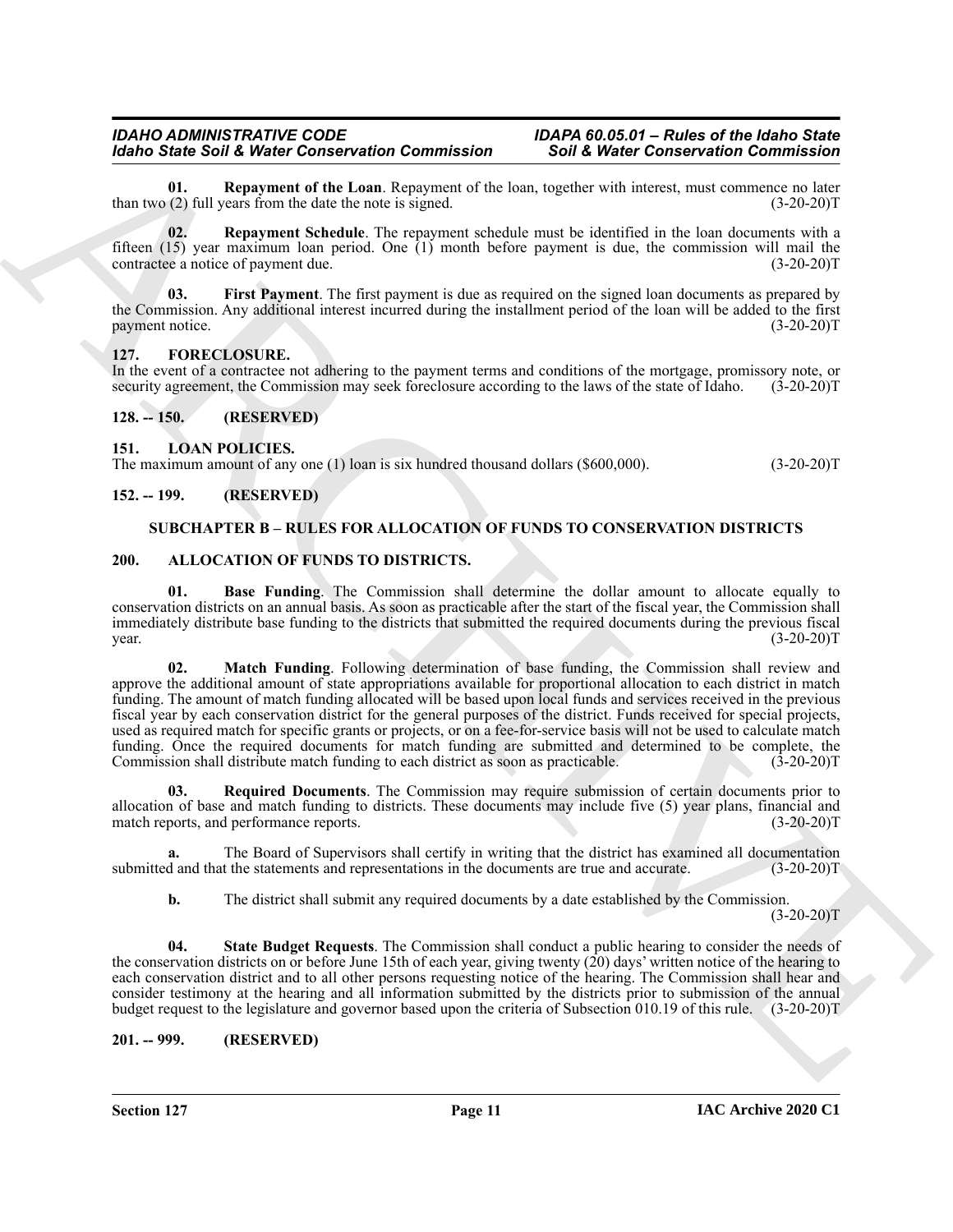**01. Repayment of the Loan**. Repayment of the loan, together with interest, must commence no later than two (2) full years from the date the note is signed. (3-20-20)T

**02. Repayment Schedule**. The repayment schedule must be identified in the loan documents with a fifteen (15) year maximum loan period. One (1) month before payment is due, the commission will mail the contractee a notice of payment due. (3-20-20)T

**03. First Payment**. The first payment is due as required on the signed loan documents as prepared by the Commission. Any additional interest incurred during the installment period of the loan will be added to the first payment notice. (3-20-20)T

## 127. FORECLOSURE.

In the event of a contractee not adhering to the payment terms and conditions of the mortgage, promissory note, or security agreement, the Commission may seek foreclosure according to the laws of the state of Idaho. (3-20-20)T

## 128. -- 150. (RESERVED)

## 151. LOAN POLICIES.

The maximum amount of any one (1) loan is six hundred thousand dollars ($600,000). (3-20-20)T

## 152. -- 199. (RESERVED)

## SUBCHAPTER B – RULES FOR ALLOCATION OF FUNDS TO CONSERVATION DISTRICTS

## 200. ALLOCATION OF FUNDS TO DISTRICTS.

**01. Base Funding**. The Commission shall determine the dollar amount to allocate equally to conservation districts on an annual basis. As soon as practicable after the start of the fiscal year, the Commission shall immediately distribute base funding to the districts that submitted the required documents during the previous fiscal year. (3-20-20)T

**02. Match Funding**. Following determination of base funding, the Commission shall review and approve the additional amount of state appropriations available for proportional allocation to each district in match funding. The amount of match funding allocated will be based upon local funds and services received in the previous fiscal year by each conservation district for the general purposes of the district. Funds received for special projects, used as required match for specific grants or projects, or on a fee-for-service basis will not be used to calculate match funding. Once the required documents for match funding are submitted and determined to be complete, the Commission shall distribute match funding to each district as soon as practicable. (3-20-20)T

**03. Required Documents**. The Commission may require submission of certain documents prior to allocation of base and match funding to districts. These documents may include five (5) year plans, financial and match reports, and performance reports. (3-20-20)T

**a.** The Board of Supervisors shall certify in writing that the district has examined all documentation submitted and that the statements and representations in the documents are true and accurate. (3-20-20)T

**b.** The district shall submit any required documents by a date established by the Commission. (3-20-20)T

**04. State Budget Requests**. The Commission shall conduct a public hearing to consider the needs of the conservation districts on or before June 15th of each year, giving twenty (20) days' written notice of the hearing to each conservation district and to all other persons requesting notice of the hearing. The Commission shall hear and consider testimony at the hearing and all information submitted by the districts prior to submission of the annual budget request to the legislature and governor based upon the criteria of Subsection 010.19 of this rule. (3-20-20)T

## 201. -- 999. (RESERVED)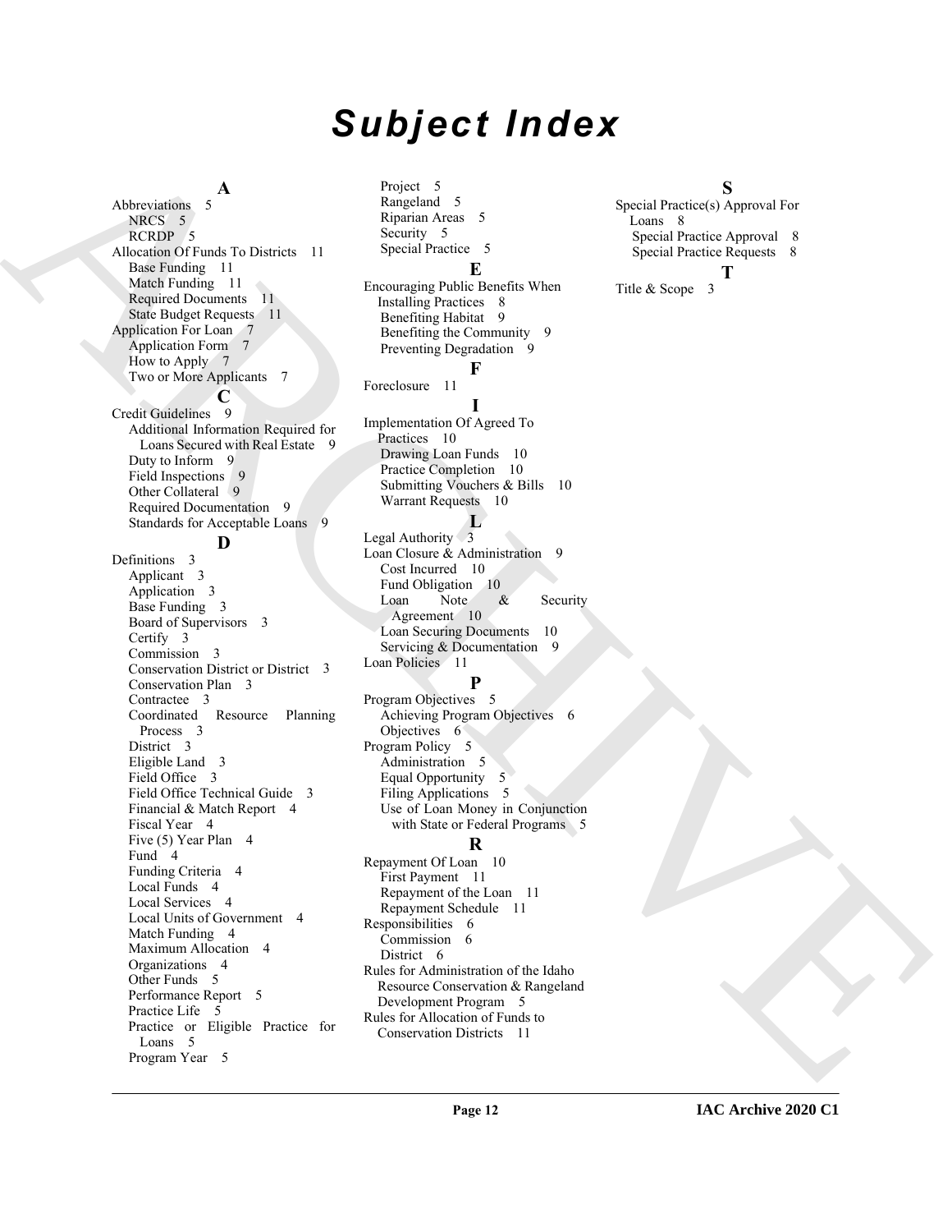# Subject Index

**A**

Abbreviations 5
- NRCS 5
- RCRDP 5

Allocation Of Funds To Districts 11
- Base Funding 11
- Match Funding 11
- Required Documents 11
- State Budget Requests 11

Application For Loan 7
- Application Form 7
- How to Apply 7
- Two or More Applicants 7

**C**

Credit Guidelines 9
- Additional Information Required for Loans Secured with Real Estate 9
- Duty to Inform 9
- Field Inspections 9
- Other Collateral 9
- Required Documentation 9
- Standards for Acceptable Loans 9

**D**

Definitions 3
- Applicant 3
- Application 3
- Base Funding 3
- Board of Supervisors 3
- Certify 3
- Commission 3
- Conservation District or District 3
- Conservation Plan 3
- Contractee 3
- Coordinated Resource Planning Process 3
- District 3
- Eligible Land 3
- Field Office 3
- Field Office Technical Guide 3
- Financial & Match Report 4
- Fiscal Year 4
- Five (5) Year Plan 4
- Fund 4
- Funding Criteria 4
- Local Funds 4
- Local Services 4
- Local Units of Government 4
- Match Funding 4
- Maximum Allocation 4
- Organizations 4
- Other Funds 5
- Performance Report 5
- Practice Life 5
- Practice or Eligible Practice for Loans 5
- Program Year 5
- Project 5
- Rangeland 5
- Riparian Areas 5
- Security 5
- Special Practice 5

**E**

Encouraging Public Benefits When Installing Practices 8
- Benefiting Habitat 9
- Benefiting the Community 9
- Preventing Degradation 9

**F**

Foreclosure 11

**I**

Implementation Of Agreed To Practices 10
- Drawing Loan Funds 10
- Practice Completion 10
- Submitting Vouchers & Bills 10
- Warrant Requests 10

**L**

Legal Authority 3

Loan Closure & Administration 9
- Cost Incurred 10
- Fund Obligation 10
- Loan Note & Security Agreement 10
- Loan Securing Documents 10
- Servicing & Documentation 9

Loan Policies 11

**P**

Program Objectives 5
- Achieving Program Objectives 6
- Objectives 6

Program Policy 5
- Administration 5
- Equal Opportunity 5
- Filing Applications 5
- Use of Loan Money in Conjunction with State or Federal Programs 5

**R**

Repayment Of Loan 10
- First Payment 11
- Repayment of the Loan 11
- Repayment Schedule 11

Responsibilities 6
- Commission 6
- District 6

Rules for Administration of the Idaho Resource Conservation & Rangeland Development Program 5

Rules for Allocation of Funds to Conservation Districts 11

**S**

Special Practice(s) Approval For Loans 8
- Special Practice Approval 8
- Special Practice Requests 8

**T**

Title & Scope 3